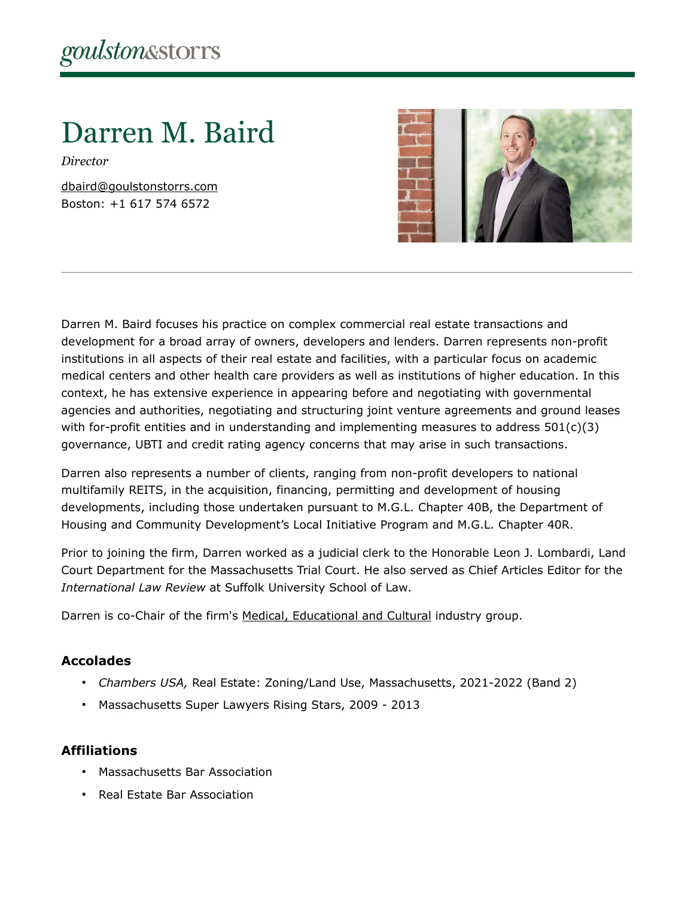goulston&storrs

# Darren M. Baird

*Director*

dbaird@goulstonstorrs.com
Boston: +1 617 574 6572

Darren M. Baird focuses his practice on complex commercial real estate transactions and development for a broad array of owners, developers and lenders. Darren represents non-profit institutions in all aspects of their real estate and facilities, with a particular focus on academic medical centers and other health care providers as well as institutions of higher education. In this context, he has extensive experience in appearing before and negotiating with governmental agencies and authorities, negotiating and structuring joint venture agreements and ground leases with for-profit entities and in understanding and implementing measures to address 501(c)(3) governance, UBTI and credit rating agency concerns that may arise in such transactions.

Darren also represents a number of clients, ranging from non-profit developers to national multifamily REITS, in the acquisition, financing, permitting and development of housing developments, including those undertaken pursuant to M.G.L. Chapter 40B, the Department of Housing and Community Development's Local Initiative Program and M.G.L. Chapter 40R.

Prior to joining the firm, Darren worked as a judicial clerk to the Honorable Leon J. Lombardi, Land Court Department for the Massachusetts Trial Court. He also served as Chief Articles Editor for the *International Law Review* at Suffolk University School of Law.

Darren is co-Chair of the firm's Medical, Educational and Cultural industry group.

### Accolades

- *Chambers USA,* Real Estate: Zoning/Land Use, Massachusetts, 2021-2022 (Band 2)
- Massachusetts Super Lawyers Rising Stars, 2009 - 2013

### Affiliations

- Massachusetts Bar Association
- Real Estate Bar Association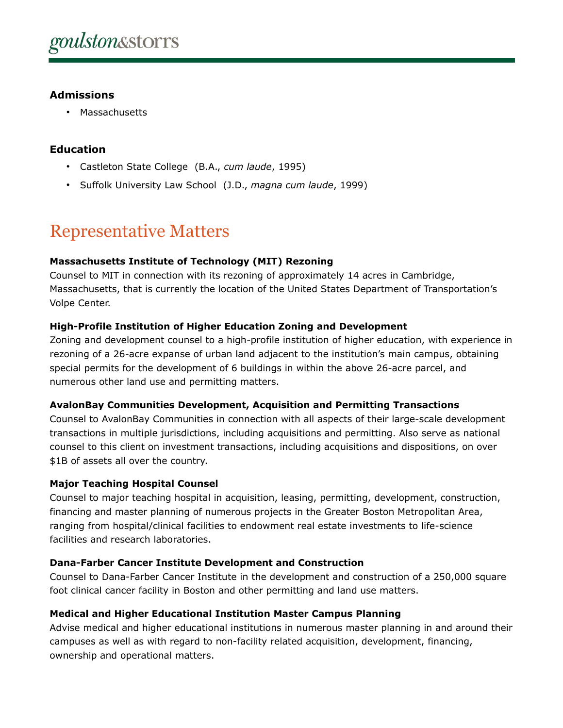### Admissions

- Massachusetts

### Education

- Castleton State College (B.A., *cum laude*, 1995)
- Suffolk University Law School (J.D., *magna cum laude*, 1999)

## Representative Matters

**Massachusetts Institute of Technology (MIT) Rezoning**

Counsel to MIT in connection with its rezoning of approximately 14 acres in Cambridge, Massachusetts, that is currently the location of the United States Department of Transportation's Volpe Center.

**High-Profile Institution of Higher Education Zoning and Development**

Zoning and development counsel to a high-profile institution of higher education, with experience in rezoning of a 26-acre expanse of urban land adjacent to the institution's main campus, obtaining special permits for the development of 6 buildings in within the above 26-acre parcel, and numerous other land use and permitting matters.

**AvalonBay Communities Development, Acquisition and Permitting Transactions**

Counsel to AvalonBay Communities in connection with all aspects of their large-scale development transactions in multiple jurisdictions, including acquisitions and permitting. Also serve as national counsel to this client on investment transactions, including acquisitions and dispositions, on over $1B of assets all over the country.

**Major Teaching Hospital Counsel**

Counsel to major teaching hospital in acquisition, leasing, permitting, development, construction, financing and master planning of numerous projects in the Greater Boston Metropolitan Area, ranging from hospital/clinical facilities to endowment real estate investments to life-science facilities and research laboratories.

**Dana-Farber Cancer Institute Development and Construction**

Counsel to Dana-Farber Cancer Institute in the development and construction of a 250,000 square foot clinical cancer facility in Boston and other permitting and land use matters.

**Medical and Higher Educational Institution Master Campus Planning**

Advise medical and higher educational institutions in numerous master planning in and around their campuses as well as with regard to non-facility related acquisition, development, financing, ownership and operational matters.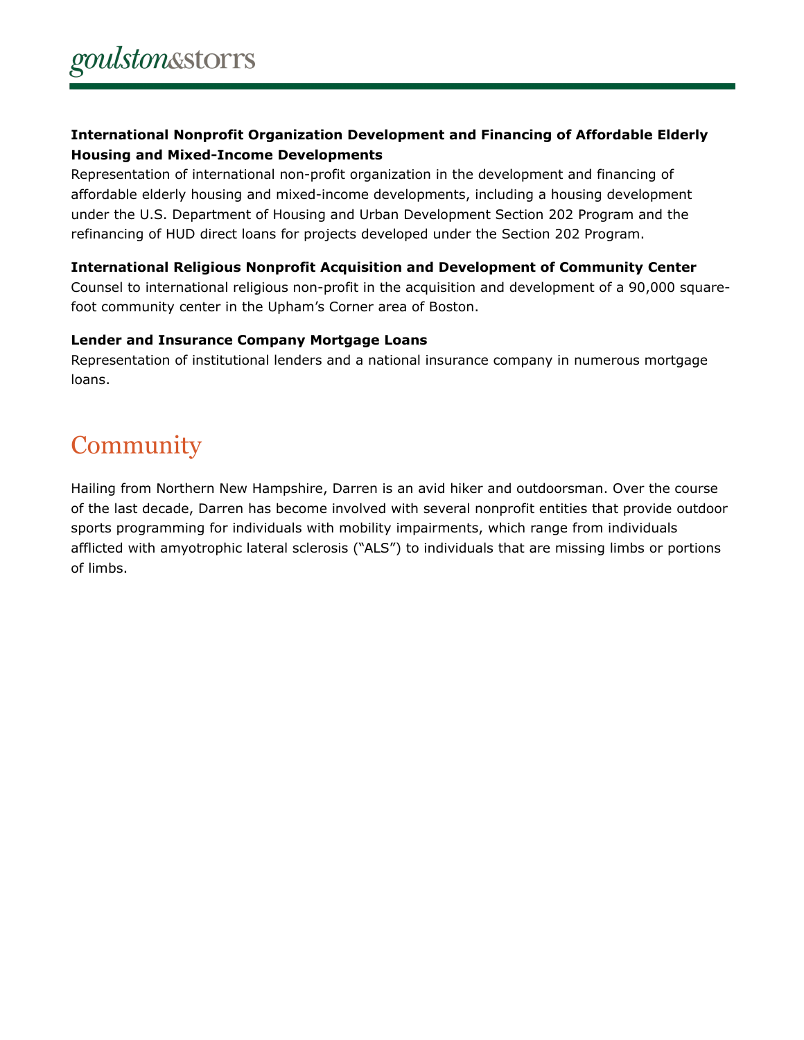**International Nonprofit Organization Development and Financing of Affordable Elderly Housing and Mixed-Income Developments**

Representation of international non-profit organization in the development and financing of affordable elderly housing and mixed-income developments, including a housing development under the U.S. Department of Housing and Urban Development Section 202 Program and the refinancing of HUD direct loans for projects developed under the Section 202 Program.

**International Religious Nonprofit Acquisition and Development of Community Center**

Counsel to international religious non-profit in the acquisition and development of a 90,000 square-foot community center in the Upham's Corner area of Boston.

**Lender and Insurance Company Mortgage Loans**

Representation of institutional lenders and a national insurance company in numerous mortgage loans.

## Community

Hailing from Northern New Hampshire, Darren is an avid hiker and outdoorsman. Over the course of the last decade, Darren has become involved with several nonprofit entities that provide outdoor sports programming for individuals with mobility impairments, which range from individuals afflicted with amyotrophic lateral sclerosis ("ALS") to individuals that are missing limbs or portions of limbs.